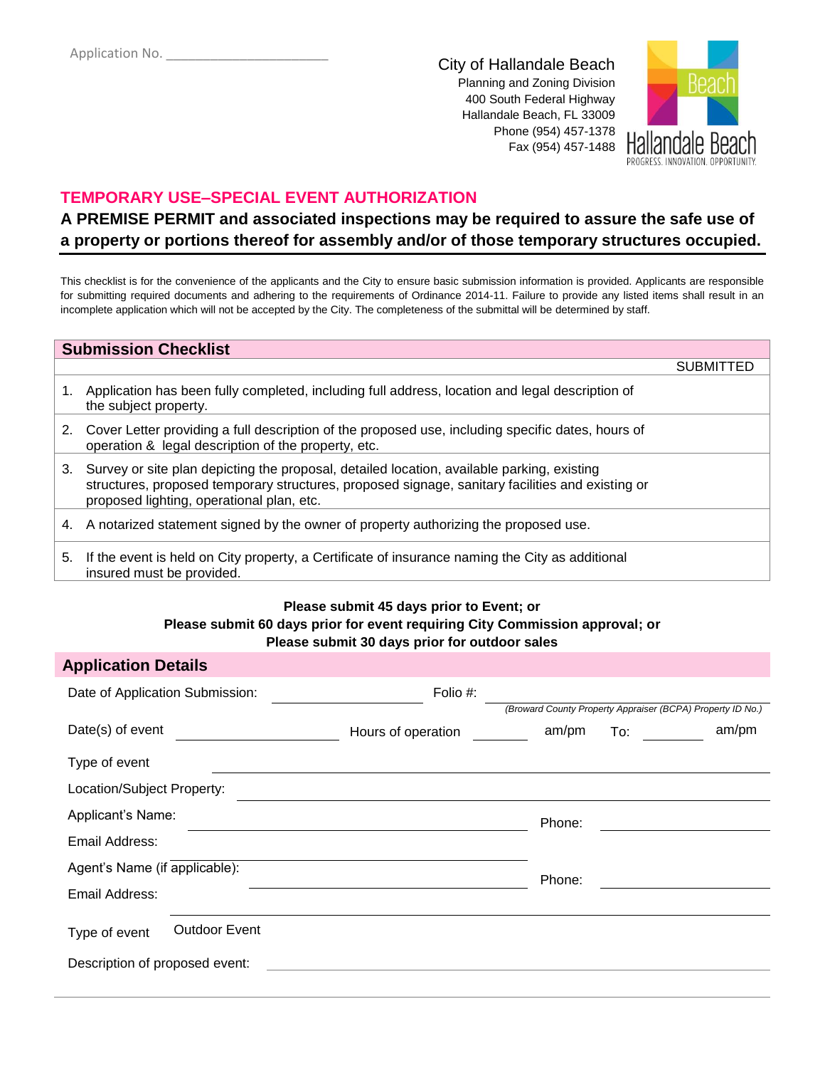Application No. ____________________

City of Hallandale Beach
Planning and Zoning Division
400 South Federal Highway
Hallandale Beach, FL 33009
Phone (954) 457-1378
Fax (954) 457-1488

Hallandale Beach
PROGRESS. INNOVATION. OPPORTUNITY.

## TEMPORARY USE–SPECIAL EVENT AUTHORIZATION

### A PREMISE PERMIT and associated inspections may be required to assure the safe use of a property or portions thereof for assembly and/or of those temporary structures occupied.

This checklist is for the convenience of the applicants and the City to ensure basic submission information is provided. Applicants are responsible for submitting required documents and adhering to the requirements of Ordinance 2014-11. Failure to provide any listed items shall result in an incomplete application which will not be accepted by the City. The completeness of the submittal will be determined by staff.

## Submission Checklist

| | | SUBMITTED |
|---|---|---|
| 1. | Application has been fully completed, including full address, location and legal description of the subject property. | |
| 2. | Cover Letter providing a full description of the proposed use, including specific dates, hours of operation & legal description of the property, etc. | |
| 3. | Survey or site plan depicting the proposal, detailed location, available parking, existing structures, proposed temporary structures, proposed signage, sanitary facilities and existing or proposed lighting, operational plan, etc. | |
| 4. | A notarized statement signed by the owner of property authorizing the proposed use. | |
| 5. | If the event is held on City property, a Certificate of insurance naming the City as additional insured must be provided. | |

**Please submit 45 days prior to Event; or**
**Please submit 60 days prior for event requiring City Commission approval; or**
**Please submit 30 days prior for outdoor sales**

## Application Details

Date of Application Submission: ____________ Folio #: ____________
*(Broward County Property Appraiser (BCPA) Property ID No.)*

Date(s) of event ____________ Hours of operation ______ am/pm To: ______ am/pm

Type of event ____________

Location/Subject Property: ____________

Applicant's Name: ____________ Phone: ____________

Email Address: ____________

Agent's Name (if applicable): ____________ Phone: ____________

Email Address: ____________

Type of event Outdoor Event

Description of proposed event: ____________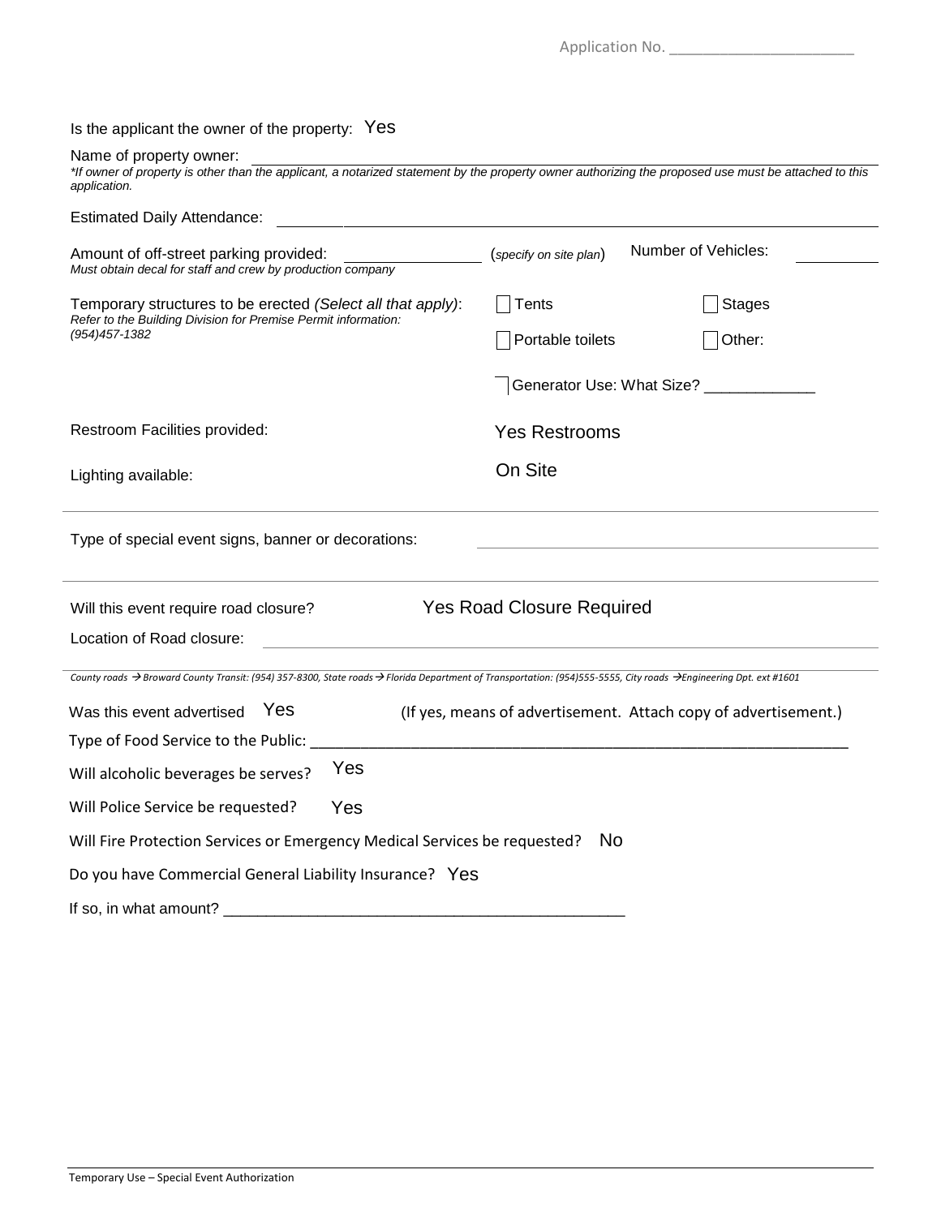Application No. ______________________

Is the applicant the owner of the property: Yes

Name of property owner: ______________________________________________

*\*If owner of property is other than the applicant, a notarized statement by the property owner authorizing the proposed use must be attached to this application.*

Estimated Daily Attendance: ______________________________________________

Amount of off-street parking provided: ________________ (*specify on site plan*) Number of Vehicles: __________

*Must obtain decal for staff and crew by production company*

Temporary structures to be erected *(Select all that apply)*:
*Refer to the Building Division for Premise Permit information: (954)457-1382*

- [ ] Tents
- [ ] Stages
- [ ] Portable toilets
- [ ] Other:
- [ ] Generator Use: What Size? _____________

Restroom Facilities provided: Yes Restrooms

Lighting available: On Site

---

Type of special event signs, banner or decorations: ______________________________________________

---

Will this event require road closure? Yes Road Closure Required

Location of Road closure: ______________________________________________

*County roads → Broward County Transit: (954) 357-8300, State roads → Florida Department of Transportation: (954)555-5555, City roads → Engineering Dpt. ext #1601*

Was this event advertised Yes (If yes, means of advertisement. Attach copy of advertisement.)

Type of Food Service to the Public: ______________________________________________

Will alcoholic beverages be serves? Yes

Will Police Service be requested? Yes

Will Fire Protection Services or Emergency Medical Services be requested? No

Do you have Commercial General Liability Insurance? Yes

If so, in what amount? ______________________________________________

Temporary Use – Special Event Authorization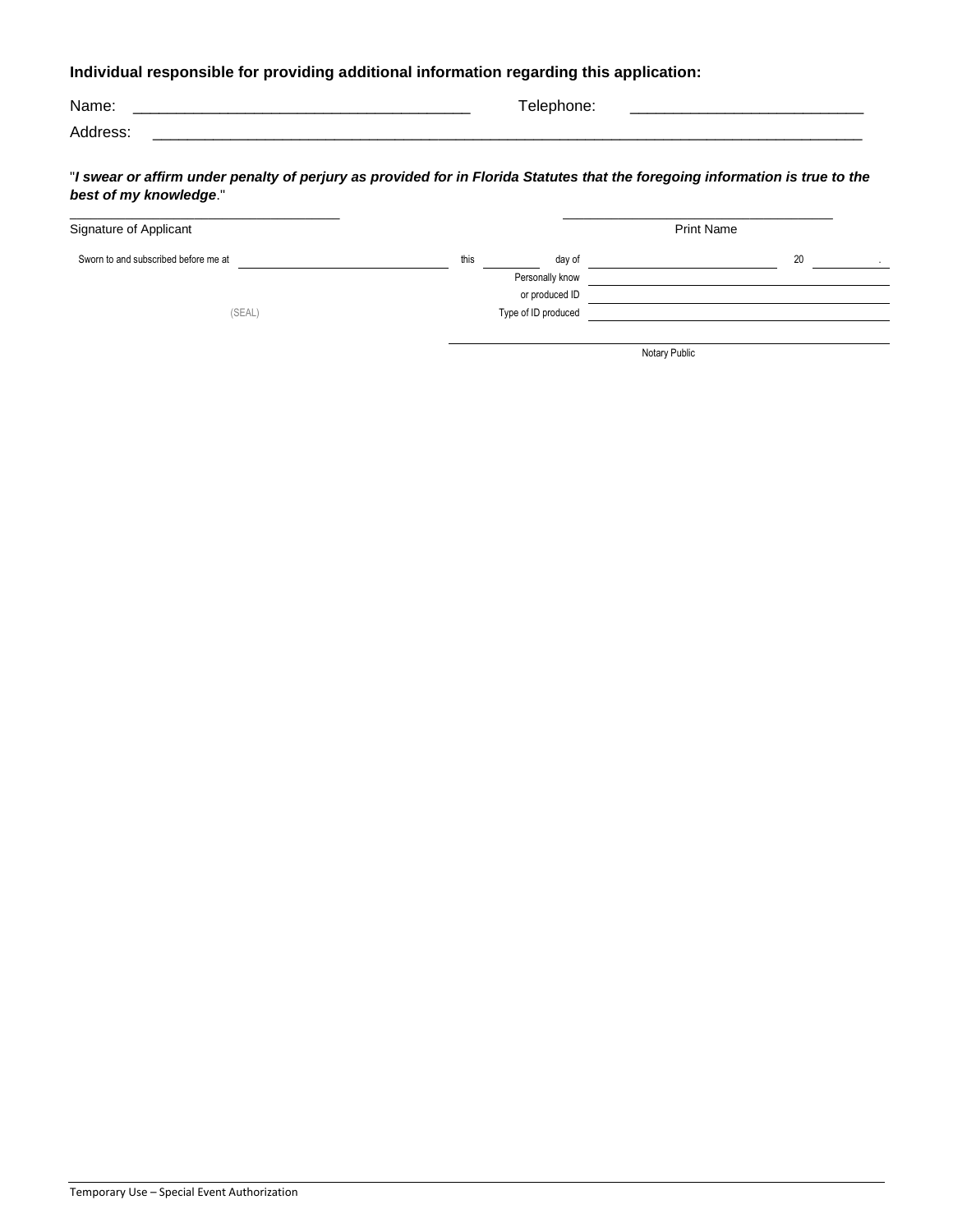**Individual responsible for providing additional information regarding this application:**

Name: ______________________________________ Telephone: _________________________

Address: ________________________________________________________________________________

"***I swear or affirm under penalty of perjury as provided for in Florida Statutes that the foregoing information is true to the best of my knowledge***."

______________________________ ______________________________

Signature of Applicant Print Name

Sworn to and subscribed before me at ______________________ this ________ day of ______________________ 20 ________.

Personally know ______________________

or produced ID ______________________

(SEAL) Type of ID produced ______________________

______________________________

Notary Public